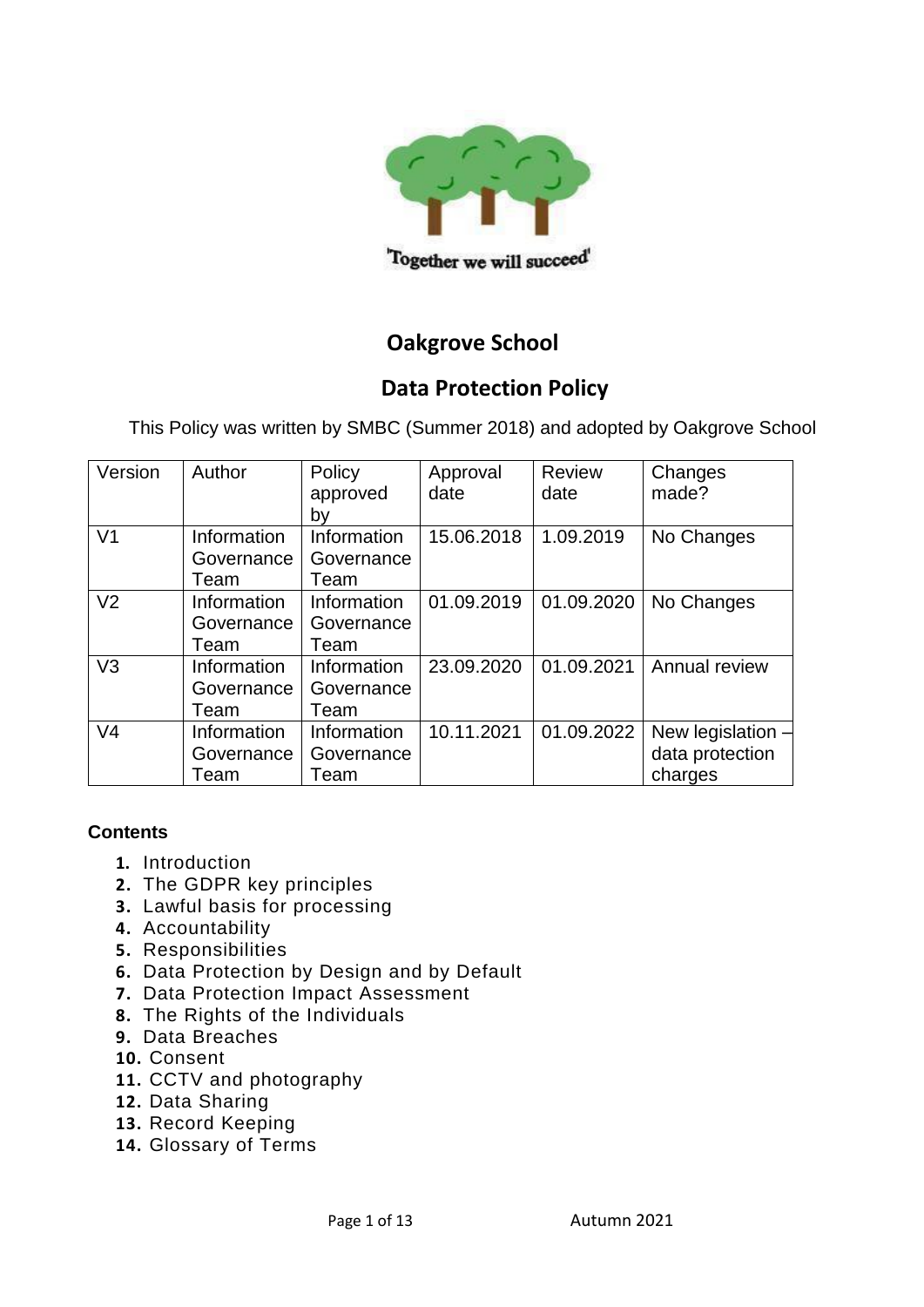'Together we will succeed'

# Oakgrove School

## Data Protection Policy

This Policy was written by SMBC (Summer 2018) and adopted by Oakgrove School

| Version | Author | Policy approved by | Approval date | Review date | Changes made? |
|---|---|---|---|---|---|
| V1 | Information Governance Team | Information Governance Team | 15.06.2018 | 1.09.2019 | No Changes |
| V2 | Information Governance Team | Information Governance Team | 01.09.2019 | 01.09.2020 | No Changes |
| V3 | Information Governance Team | Information Governance Team | 23.09.2020 | 01.09.2021 | Annual review |
| V4 | Information Governance Team | Information Governance Team | 10.11.2021 | 01.09.2022 | New legislation – data protection charges |

**Contents**

1. Introduction
2. The GDPR key principles
3. Lawful basis for processing
4. Accountability
5. Responsibilities
6. Data Protection by Design and by Default
7. Data Protection Impact Assessment
8. The Rights of the Individuals
9. Data Breaches
10. Consent
11. CCTV and photography
12. Data Sharing
13. Record Keeping
14. Glossary of Terms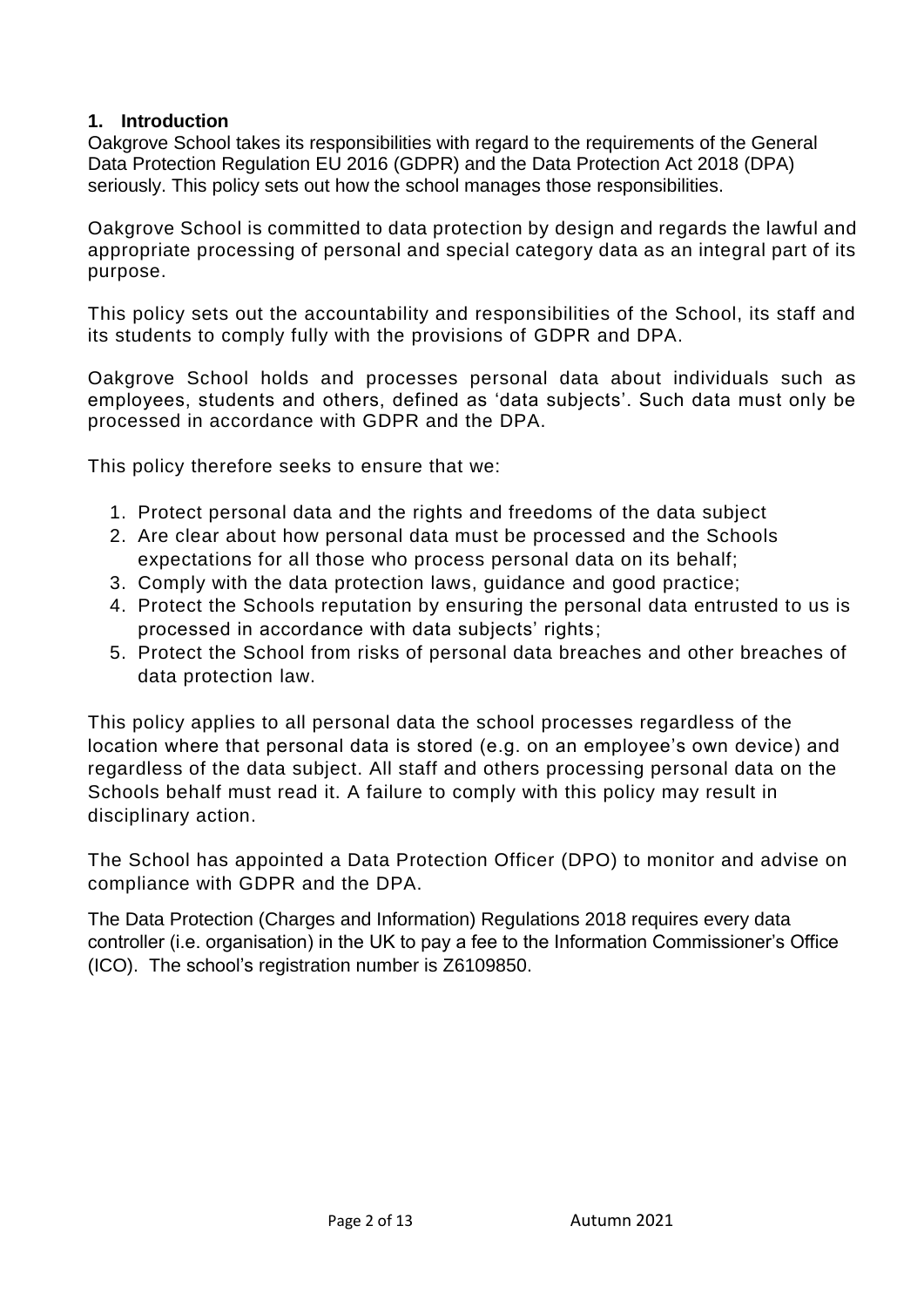## 1. Introduction

Oakgrove School takes its responsibilities with regard to the requirements of the General Data Protection Regulation EU 2016 (GDPR) and the Data Protection Act 2018 (DPA) seriously. This policy sets out how the school manages those responsibilities.

Oakgrove School is committed to data protection by design and regards the lawful and appropriate processing of personal and special category data as an integral part of its purpose.

This policy sets out the accountability and responsibilities of the School, its staff and its students to comply fully with the provisions of GDPR and DPA.

Oakgrove School holds and processes personal data about individuals such as employees, students and others, defined as 'data subjects'. Such data must only be processed in accordance with GDPR and the DPA.

This policy therefore seeks to ensure that we:

1. Protect personal data and the rights and freedoms of the data subject
2. Are clear about how personal data must be processed and the Schools expectations for all those who process personal data on its behalf;
3. Comply with the data protection laws, guidance and good practice;
4. Protect the Schools reputation by ensuring the personal data entrusted to us is processed in accordance with data subjects' rights;
5. Protect the School from risks of personal data breaches and other breaches of data protection law.

This policy applies to all personal data the school processes regardless of the location where that personal data is stored (e.g. on an employee's own device) and regardless of the data subject. All staff and others processing personal data on the Schools behalf must read it. A failure to comply with this policy may result in disciplinary action.

The School has appointed a Data Protection Officer (DPO) to monitor and advise on compliance with GDPR and the DPA.

The Data Protection (Charges and Information) Regulations 2018 requires every data controller (i.e. organisation) in the UK to pay a fee to the Information Commissioner's Office (ICO). The school's registration number is Z6109850.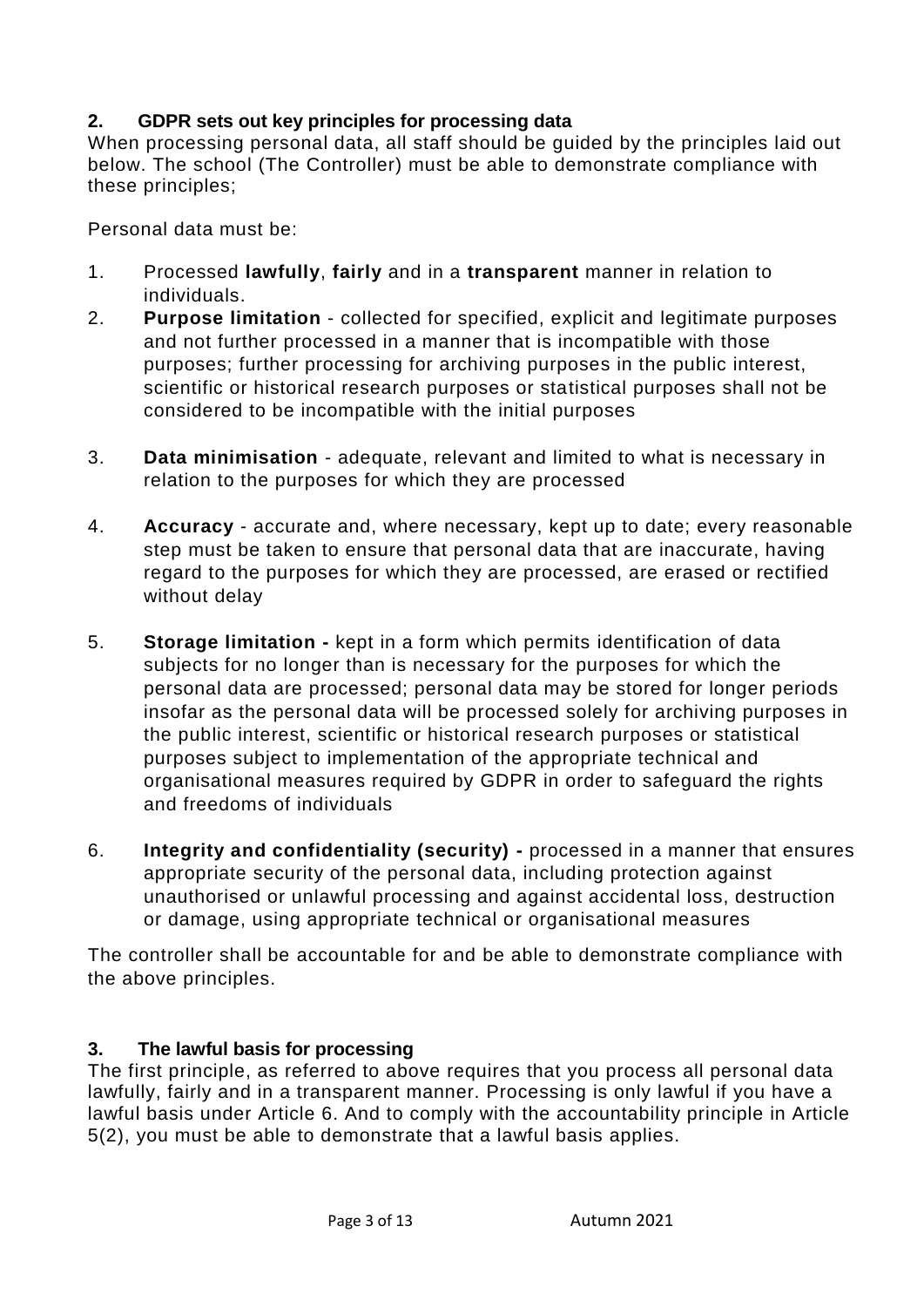## 2. GDPR sets out key principles for processing data

When processing personal data, all staff should be guided by the principles laid out below. The school (The Controller) must be able to demonstrate compliance with these principles;

Personal data must be:

1. Processed **lawfully**, **fairly** and in a **transparent** manner in relation to individuals.
2. **Purpose limitation** - collected for specified, explicit and legitimate purposes and not further processed in a manner that is incompatible with those purposes; further processing for archiving purposes in the public interest, scientific or historical research purposes or statistical purposes shall not be considered to be incompatible with the initial purposes
3. **Data minimisation** - adequate, relevant and limited to what is necessary in relation to the purposes for which they are processed
4. **Accuracy** - accurate and, where necessary, kept up to date; every reasonable step must be taken to ensure that personal data that are inaccurate, having regard to the purposes for which they are processed, are erased or rectified without delay
5. **Storage limitation -** kept in a form which permits identification of data subjects for no longer than is necessary for the purposes for which the personal data are processed; personal data may be stored for longer periods insofar as the personal data will be processed solely for archiving purposes in the public interest, scientific or historical research purposes or statistical purposes subject to implementation of the appropriate technical and organisational measures required by GDPR in order to safeguard the rights and freedoms of individuals
6. **Integrity and confidentiality (security) -** processed in a manner that ensures appropriate security of the personal data, including protection against unauthorised or unlawful processing and against accidental loss, destruction or damage, using appropriate technical or organisational measures

The controller shall be accountable for and be able to demonstrate compliance with the above principles.

## 3. The lawful basis for processing

The first principle, as referred to above requires that you process all personal data lawfully, fairly and in a transparent manner. Processing is only lawful if you have a lawful basis under Article 6. And to comply with the accountability principle in Article 5(2), you must be able to demonstrate that a lawful basis applies.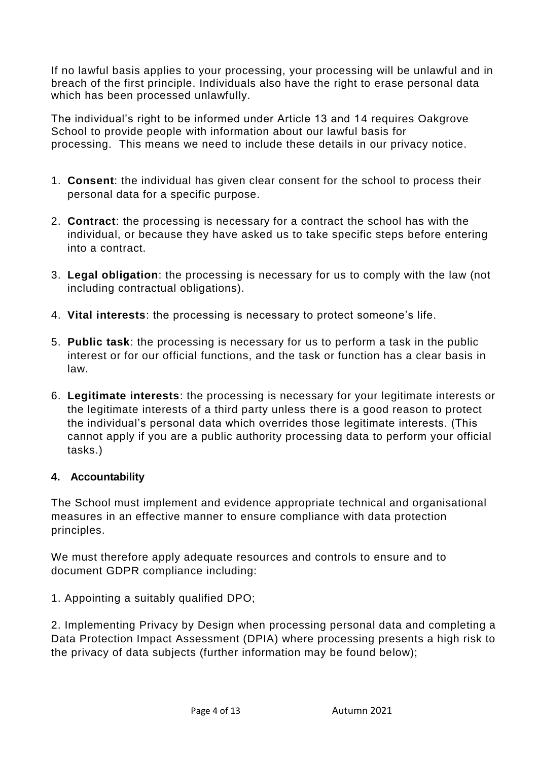If no lawful basis applies to your processing, your processing will be unlawful and in breach of the first principle. Individuals also have the right to erase personal data which has been processed unlawfully.

The individual's right to be informed under Article 13 and 14 requires Oakgrove School to provide people with information about our lawful basis for processing. This means we need to include these details in our privacy notice.

1. **Consent**: the individual has given clear consent for the school to process their personal data for a specific purpose.
2. **Contract**: the processing is necessary for a contract the school has with the individual, or because they have asked us to take specific steps before entering into a contract.
3. **Legal obligation**: the processing is necessary for us to comply with the law (not including contractual obligations).
4. **Vital interests**: the processing is necessary to protect someone's life.
5. **Public task**: the processing is necessary for us to perform a task in the public interest or for our official functions, and the task or function has a clear basis in law.
6. **Legitimate interests**: the processing is necessary for your legitimate interests or the legitimate interests of a third party unless there is a good reason to protect the individual's personal data which overrides those legitimate interests. (This cannot apply if you are a public authority processing data to perform your official tasks.)

## 4. Accountability

The School must implement and evidence appropriate technical and organisational measures in an effective manner to ensure compliance with data protection principles.

We must therefore apply adequate resources and controls to ensure and to document GDPR compliance including:

1. Appointing a suitably qualified DPO;

2. Implementing Privacy by Design when processing personal data and completing a Data Protection Impact Assessment (DPIA) where processing presents a high risk to the privacy of data subjects (further information may be found below);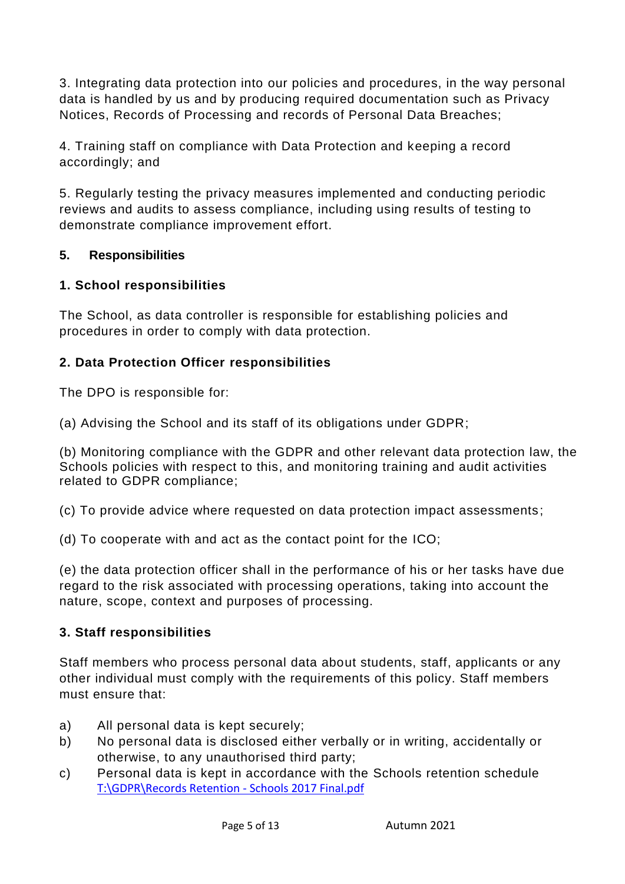3. Integrating data protection into our policies and procedures, in the way personal data is handled by us and by producing required documentation such as Privacy Notices, Records of Processing and records of Personal Data Breaches;

4. Training staff on compliance with Data Protection and keeping a record accordingly; and

5. Regularly testing the privacy measures implemented and conducting periodic reviews and audits to assess compliance, including using results of testing to demonstrate compliance improvement effort.

## 5. Responsibilities

### 1. School responsibilities

The School, as data controller is responsible for establishing policies and procedures in order to comply with data protection.

### 2. Data Protection Officer responsibilities

The DPO is responsible for:

(a) Advising the School and its staff of its obligations under GDPR;

(b) Monitoring compliance with the GDPR and other relevant data protection law, the Schools policies with respect to this, and monitoring training and audit activities related to GDPR compliance;

(c) To provide advice where requested on data protection impact assessments;

(d) To cooperate with and act as the contact point for the ICO;

(e) the data protection officer shall in the performance of his or her tasks have due regard to the risk associated with processing operations, taking into account the nature, scope, context and purposes of processing.

### 3. Staff responsibilities

Staff members who process personal data about students, staff, applicants or any other individual must comply with the requirements of this policy. Staff members must ensure that:

a) All personal data is kept securely;
b) No personal data is disclosed either verbally or in writing, accidentally or otherwise, to any unauthorised third party;
c) Personal data is kept in accordance with the Schools retention schedule T:\GDPR\Records Retention - Schools 2017 Final.pdf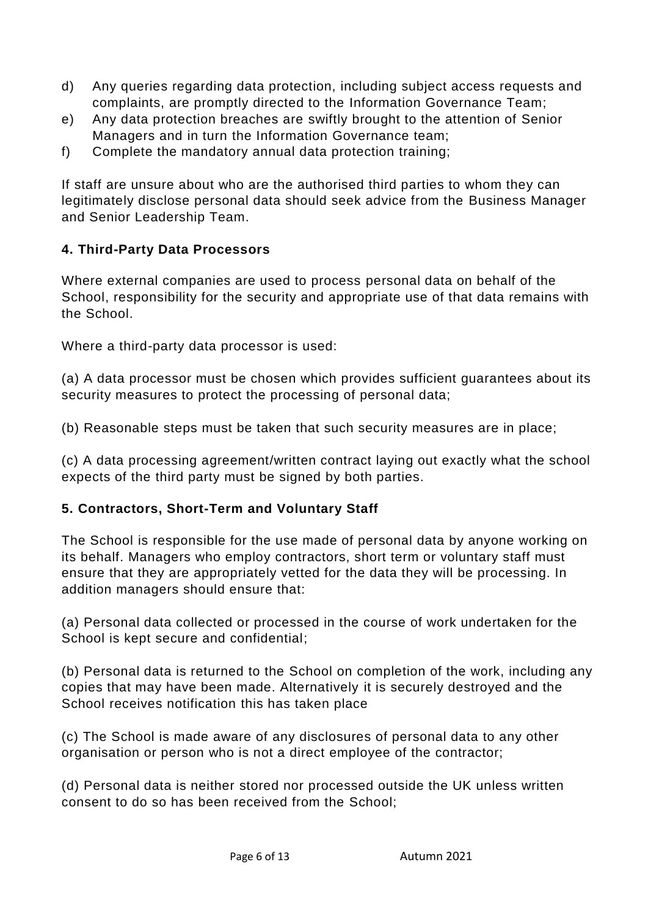d) Any queries regarding data protection, including subject access requests and complaints, are promptly directed to the Information Governance Team;
e) Any data protection breaches are swiftly brought to the attention of Senior Managers and in turn the Information Governance team;
f) Complete the mandatory annual data protection training;

If staff are unsure about who are the authorised third parties to whom they can legitimately disclose personal data should seek advice from the Business Manager and Senior Leadership Team.

**4. Third-Party Data Processors**

Where external companies are used to process personal data on behalf of the School, responsibility for the security and appropriate use of that data remains with the School.

Where a third-party data processor is used:

(a) A data processor must be chosen which provides sufficient guarantees about its security measures to protect the processing of personal data;

(b) Reasonable steps must be taken that such security measures are in place;

(c) A data processing agreement/written contract laying out exactly what the school expects of the third party must be signed by both parties.

**5. Contractors, Short-Term and Voluntary Staff**

The School is responsible for the use made of personal data by anyone working on its behalf. Managers who employ contractors, short term or voluntary staff must ensure that they are appropriately vetted for the data they will be processing. In addition managers should ensure that:

(a) Personal data collected or processed in the course of work undertaken for the School is kept secure and confidential;

(b) Personal data is returned to the School on completion of the work, including any copies that may have been made. Alternatively it is securely destroyed and the School receives notification this has taken place

(c) The School is made aware of any disclosures of personal data to any other organisation or person who is not a direct employee of the contractor;

(d) Personal data is neither stored nor processed outside the UK unless written consent to do so has been received from the School;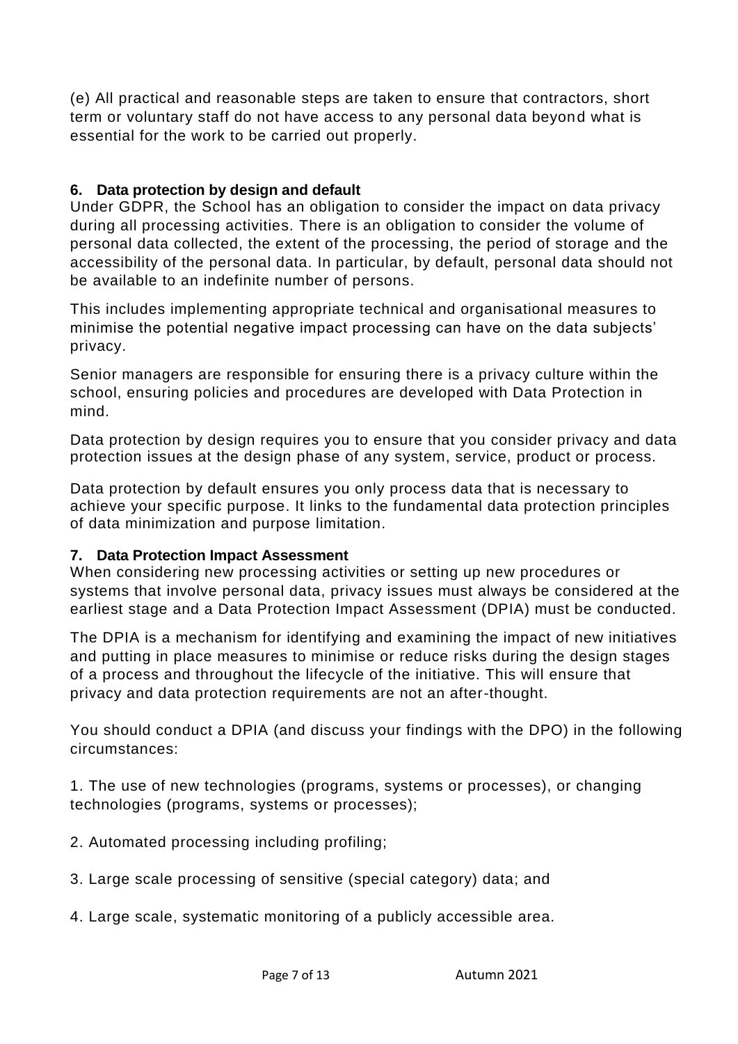(e) All practical and reasonable steps are taken to ensure that contractors, short term or voluntary staff do not have access to any personal data beyond what is essential for the work to be carried out properly.

## 6. Data protection by design and default

Under GDPR, the School has an obligation to consider the impact on data privacy during all processing activities. There is an obligation to consider the volume of personal data collected, the extent of the processing, the period of storage and the accessibility of the personal data. In particular, by default, personal data should not be available to an indefinite number of persons.

This includes implementing appropriate technical and organisational measures to minimise the potential negative impact processing can have on the data subjects' privacy.

Senior managers are responsible for ensuring there is a privacy culture within the school, ensuring policies and procedures are developed with Data Protection in mind.

Data protection by design requires you to ensure that you consider privacy and data protection issues at the design phase of any system, service, product or process.

Data protection by default ensures you only process data that is necessary to achieve your specific purpose. It links to the fundamental data protection principles of data minimization and purpose limitation.

## 7. Data Protection Impact Assessment

When considering new processing activities or setting up new procedures or systems that involve personal data, privacy issues must always be considered at the earliest stage and a Data Protection Impact Assessment (DPIA) must be conducted.

The DPIA is a mechanism for identifying and examining the impact of new initiatives and putting in place measures to minimise or reduce risks during the design stages of a process and throughout the lifecycle of the initiative. This will ensure that privacy and data protection requirements are not an after-thought.

You should conduct a DPIA (and discuss your findings with the DPO) in the following circumstances:

1. The use of new technologies (programs, systems or processes), or changing technologies (programs, systems or processes);

2. Automated processing including profiling;

3. Large scale processing of sensitive (special category) data; and

4. Large scale, systematic monitoring of a publicly accessible area.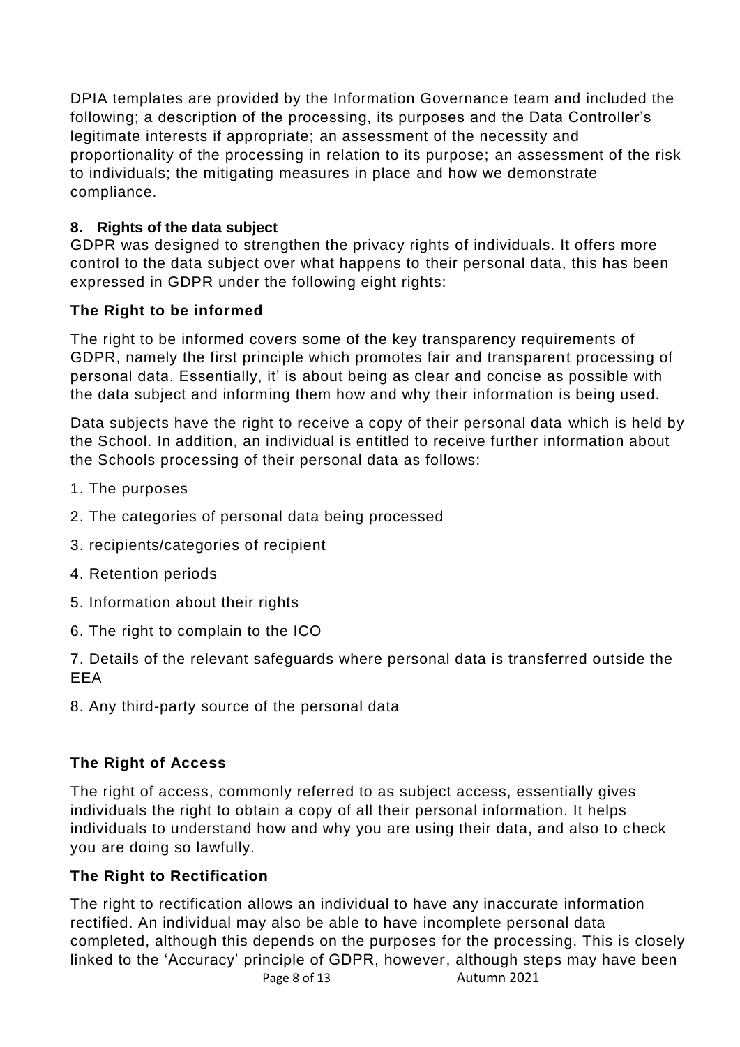DPIA templates are provided by the Information Governance team and included the following; a description of the processing, its purposes and the Data Controller's legitimate interests if appropriate; an assessment of the necessity and proportionality of the processing in relation to its purpose; an assessment of the risk to individuals; the mitigating measures in place and how we demonstrate compliance.

## 8. Rights of the data subject

GDPR was designed to strengthen the privacy rights of individuals. It offers more control to the data subject over what happens to their personal data, this has been expressed in GDPR under the following eight rights:

### The Right to be informed

The right to be informed covers some of the key transparency requirements of GDPR, namely the first principle which promotes fair and transparent processing of personal data. Essentially, it' is about being as clear and concise as possible with the data subject and informing them how and why their information is being used.

Data subjects have the right to receive a copy of their personal data which is held by the School. In addition, an individual is entitled to receive further information about the Schools processing of their personal data as follows:

1. The purposes
2. The categories of personal data being processed
3. recipients/categories of recipient
4. Retention periods
5. Information about their rights
6. The right to complain to the ICO
7. Details of the relevant safeguards where personal data is transferred outside the EEA
8. Any third-party source of the personal data

### The Right of Access

The right of access, commonly referred to as subject access, essentially gives individuals the right to obtain a copy of all their personal information. It helps individuals to understand how and why you are using their data, and also to check you are doing so lawfully.

### The Right to Rectification

The right to rectification allows an individual to have any inaccurate information rectified. An individual may also be able to have incomplete personal data completed, although this depends on the purposes for the processing. This is closely linked to the 'Accuracy' principle of GDPR, however, although steps may have been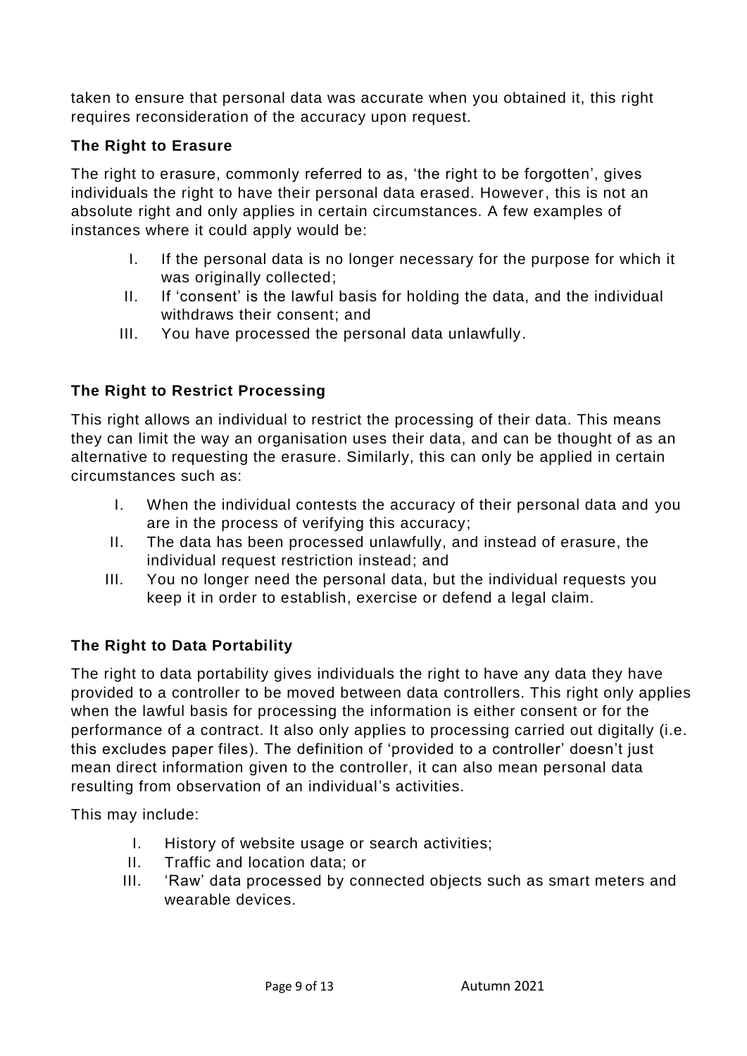taken to ensure that personal data was accurate when you obtained it, this right requires reconsideration of the accuracy upon request.

### The Right to Erasure

The right to erasure, commonly referred to as, 'the right to be forgotten', gives individuals the right to have their personal data erased. However, this is not an absolute right and only applies in certain circumstances. A few examples of instances where it could apply would be:

I. If the personal data is no longer necessary for the purpose for which it was originally collected;
II. If 'consent' is the lawful basis for holding the data, and the individual withdraws their consent; and
III. You have processed the personal data unlawfully.

### The Right to Restrict Processing

This right allows an individual to restrict the processing of their data. This means they can limit the way an organisation uses their data, and can be thought of as an alternative to requesting the erasure. Similarly, this can only be applied in certain circumstances such as:

I. When the individual contests the accuracy of their personal data and you are in the process of verifying this accuracy;
II. The data has been processed unlawfully, and instead of erasure, the individual request restriction instead; and
III. You no longer need the personal data, but the individual requests you keep it in order to establish, exercise or defend a legal claim.

### The Right to Data Portability

The right to data portability gives individuals the right to have any data they have provided to a controller to be moved between data controllers. This right only applies when the lawful basis for processing the information is either consent or for the performance of a contract. It also only applies to processing carried out digitally (i.e. this excludes paper files). The definition of 'provided to a controller' doesn't just mean direct information given to the controller, it can also mean personal data resulting from observation of an individual's activities.

This may include:

I. History of website usage or search activities;
II. Traffic and location data; or
III. 'Raw' data processed by connected objects such as smart meters and wearable devices.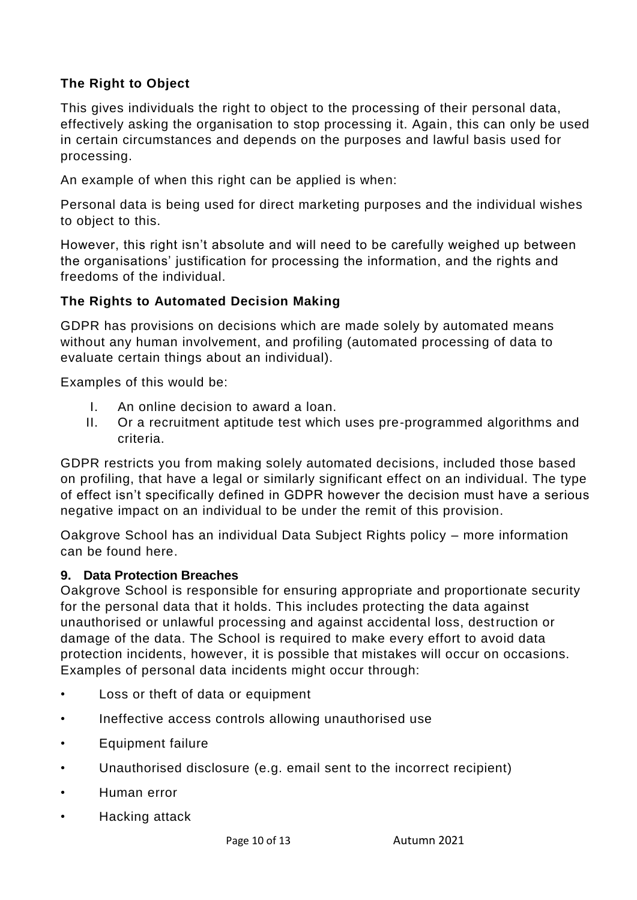### The Right to Object

This gives individuals the right to object to the processing of their personal data, effectively asking the organisation to stop processing it. Again, this can only be used in certain circumstances and depends on the purposes and lawful basis used for processing.

An example of when this right can be applied is when:

Personal data is being used for direct marketing purposes and the individual wishes to object to this.

However, this right isn't absolute and will need to be carefully weighed up between the organisations' justification for processing the information, and the rights and freedoms of the individual.

### The Rights to Automated Decision Making

GDPR has provisions on decisions which are made solely by automated means without any human involvement, and profiling (automated processing of data to evaluate certain things about an individual).

Examples of this would be:

I. An online decision to award a loan.
II. Or a recruitment aptitude test which uses pre-programmed algorithms and criteria.

GDPR restricts you from making solely automated decisions, included those based on profiling, that have a legal or similarly significant effect on an individual. The type of effect isn't specifically defined in GDPR however the decision must have a serious negative impact on an individual to be under the remit of this provision.

Oakgrove School has an individual Data Subject Rights policy – more information can be found here.

## 9. Data Protection Breaches

Oakgrove School is responsible for ensuring appropriate and proportionate security for the personal data that it holds. This includes protecting the data against unauthorised or unlawful processing and against accidental loss, destruction or damage of the data. The School is required to make every effort to avoid data protection incidents, however, it is possible that mistakes will occur on occasions. Examples of personal data incidents might occur through:

- Loss or theft of data or equipment
- Ineffective access controls allowing unauthorised use
- Equipment failure
- Unauthorised disclosure (e.g. email sent to the incorrect recipient)
- Human error
- Hacking attack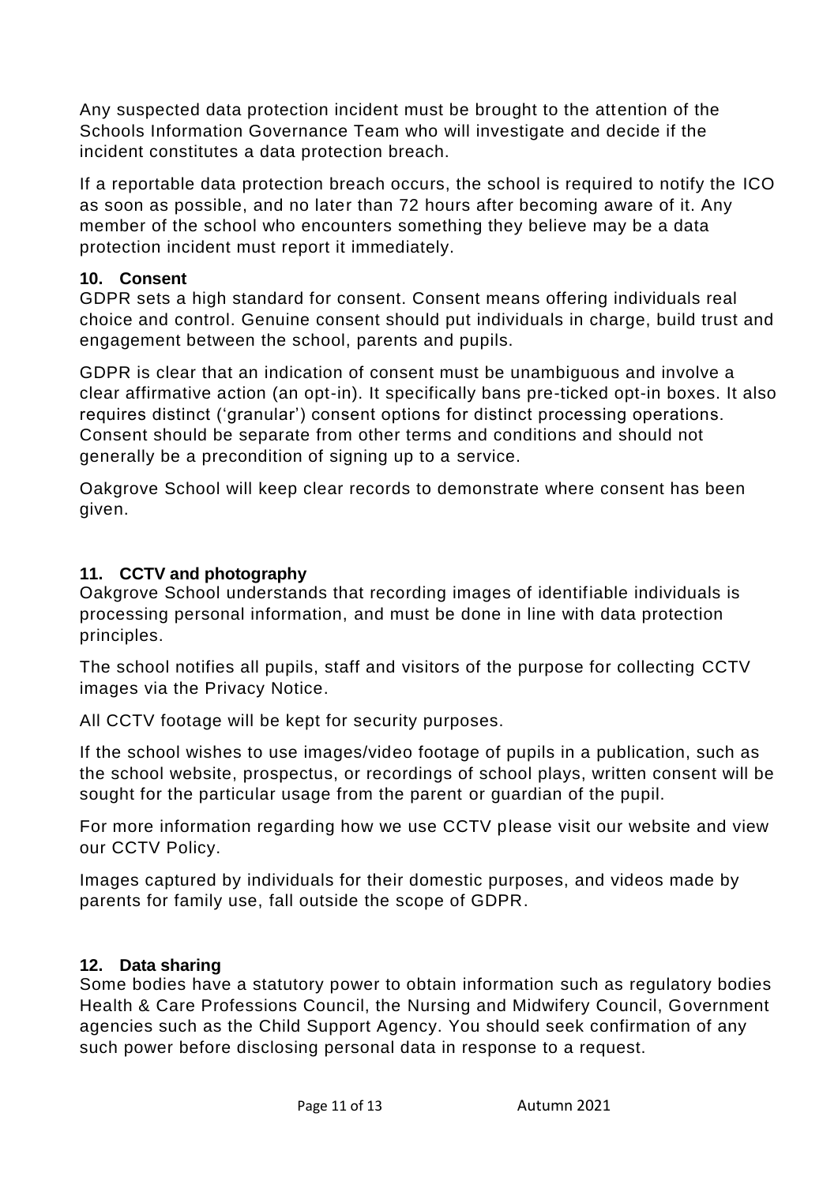Any suspected data protection incident must be brought to the attention of the Schools Information Governance Team who will investigate and decide if the incident constitutes a data protection breach.

If a reportable data protection breach occurs, the school is required to notify the ICO as soon as possible, and no later than 72 hours after becoming aware of it. Any member of the school who encounters something they believe may be a data protection incident must report it immediately.

## 10. Consent

GDPR sets a high standard for consent. Consent means offering individuals real choice and control. Genuine consent should put individuals in charge, build trust and engagement between the school, parents and pupils.

GDPR is clear that an indication of consent must be unambiguous and involve a clear affirmative action (an opt-in). It specifically bans pre-ticked opt-in boxes. It also requires distinct ('granular') consent options for distinct processing operations. Consent should be separate from other terms and conditions and should not generally be a precondition of signing up to a service.

Oakgrove School will keep clear records to demonstrate where consent has been given.

## 11. CCTV and photography

Oakgrove School understands that recording images of identifiable individuals is processing personal information, and must be done in line with data protection principles.

The school notifies all pupils, staff and visitors of the purpose for collecting CCTV images via the Privacy Notice.

All CCTV footage will be kept for security purposes.

If the school wishes to use images/video footage of pupils in a publication, such as the school website, prospectus, or recordings of school plays, written consent will be sought for the particular usage from the parent or guardian of the pupil.

For more information regarding how we use CCTV please visit our website and view our CCTV Policy.

Images captured by individuals for their domestic purposes, and videos made by parents for family use, fall outside the scope of GDPR.

## 12. Data sharing

Some bodies have a statutory power to obtain information such as regulatory bodies Health & Care Professions Council, the Nursing and Midwifery Council, Government agencies such as the Child Support Agency. You should seek confirmation of any such power before disclosing personal data in response to a request.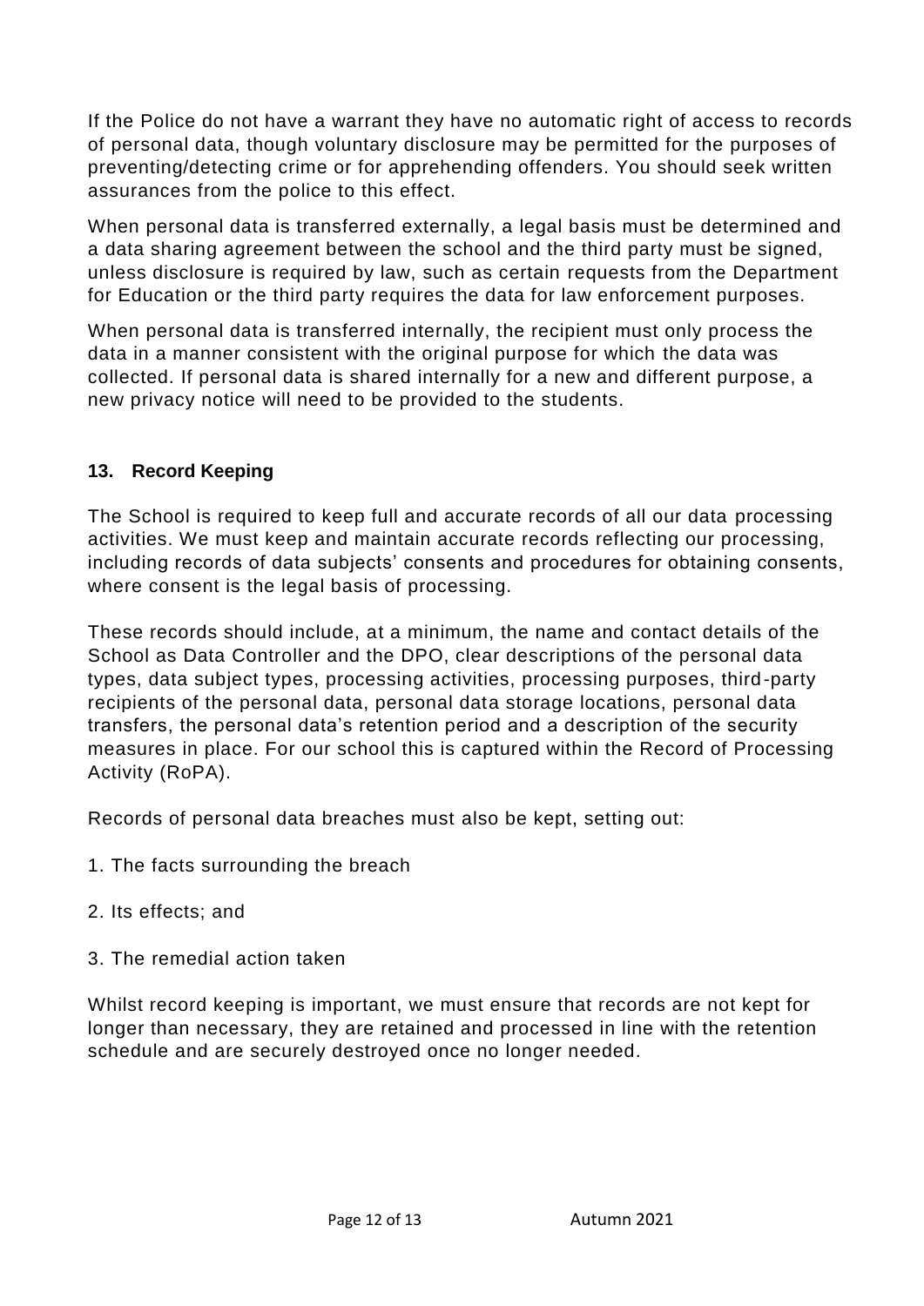If the Police do not have a warrant they have no automatic right of access to records of personal data, though voluntary disclosure may be permitted for the purposes of preventing/detecting crime or for apprehending offenders. You should seek written assurances from the police to this effect.

When personal data is transferred externally, a legal basis must be determined and a data sharing agreement between the school and the third party must be signed, unless disclosure is required by law, such as certain requests from the Department for Education or the third party requires the data for law enforcement purposes.

When personal data is transferred internally, the recipient must only process the data in a manner consistent with the original purpose for which the data was collected. If personal data is shared internally for a new and different purpose, a new privacy notice will need to be provided to the students.

## 13. Record Keeping

The School is required to keep full and accurate records of all our data processing activities. We must keep and maintain accurate records reflecting our processing, including records of data subjects' consents and procedures for obtaining consents, where consent is the legal basis of processing.

These records should include, at a minimum, the name and contact details of the School as Data Controller and the DPO, clear descriptions of the personal data types, data subject types, processing activities, processing purposes, third-party recipients of the personal data, personal data storage locations, personal data transfers, the personal data's retention period and a description of the security measures in place. For our school this is captured within the Record of Processing Activity (RoPA).

Records of personal data breaches must also be kept, setting out:

1. The facts surrounding the breach
2. Its effects; and
3. The remedial action taken

Whilst record keeping is important, we must ensure that records are not kept for longer than necessary, they are retained and processed in line with the retention schedule and are securely destroyed once no longer needed.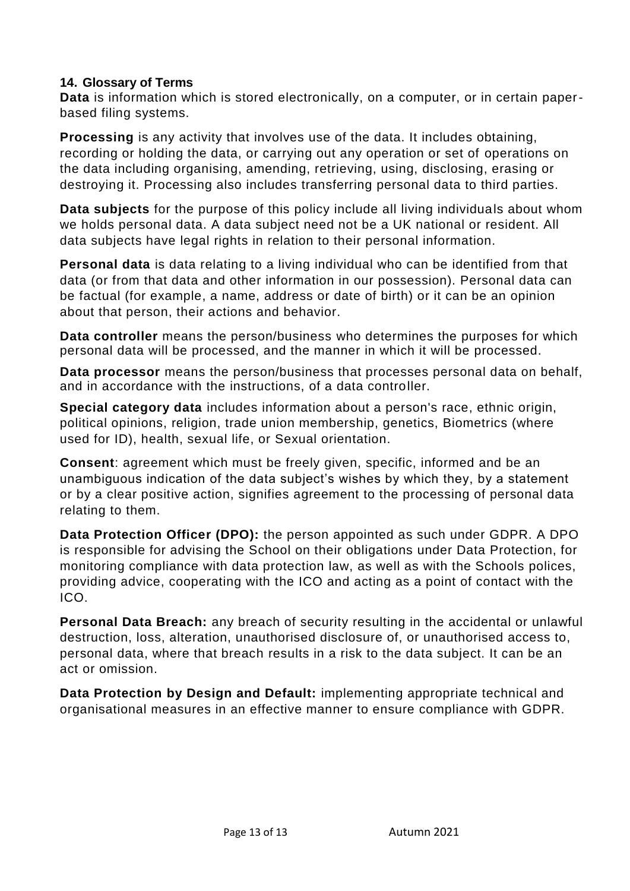## 14. Glossary of Terms

**Data** is information which is stored electronically, on a computer, or in certain paper-based filing systems.

**Processing** is any activity that involves use of the data. It includes obtaining, recording or holding the data, or carrying out any operation or set of operations on the data including organising, amending, retrieving, using, disclosing, erasing or destroying it. Processing also includes transferring personal data to third parties.

**Data subjects** for the purpose of this policy include all living individuals about whom we holds personal data. A data subject need not be a UK national or resident. All data subjects have legal rights in relation to their personal information.

**Personal data** is data relating to a living individual who can be identified from that data (or from that data and other information in our possession). Personal data can be factual (for example, a name, address or date of birth) or it can be an opinion about that person, their actions and behavior.

**Data controller** means the person/business who determines the purposes for which personal data will be processed, and the manner in which it will be processed.

**Data processor** means the person/business that processes personal data on behalf, and in accordance with the instructions, of a data controller.

**Special category data** includes information about a person's race, ethnic origin, political opinions, religion, trade union membership, genetics, Biometrics (where used for ID), health, sexual life, or Sexual orientation.

**Consent**: agreement which must be freely given, specific, informed and be an unambiguous indication of the data subject's wishes by which they, by a statement or by a clear positive action, signifies agreement to the processing of personal data relating to them.

**Data Protection Officer (DPO):** the person appointed as such under GDPR. A DPO is responsible for advising the School on their obligations under Data Protection, for monitoring compliance with data protection law, as well as with the Schools polices, providing advice, cooperating with the ICO and acting as a point of contact with the ICO.

**Personal Data Breach:** any breach of security resulting in the accidental or unlawful destruction, loss, alteration, unauthorised disclosure of, or unauthorised access to, personal data, where that breach results in a risk to the data subject. It can be an act or omission.

**Data Protection by Design and Default:** implementing appropriate technical and organisational measures in an effective manner to ensure compliance with GDPR.